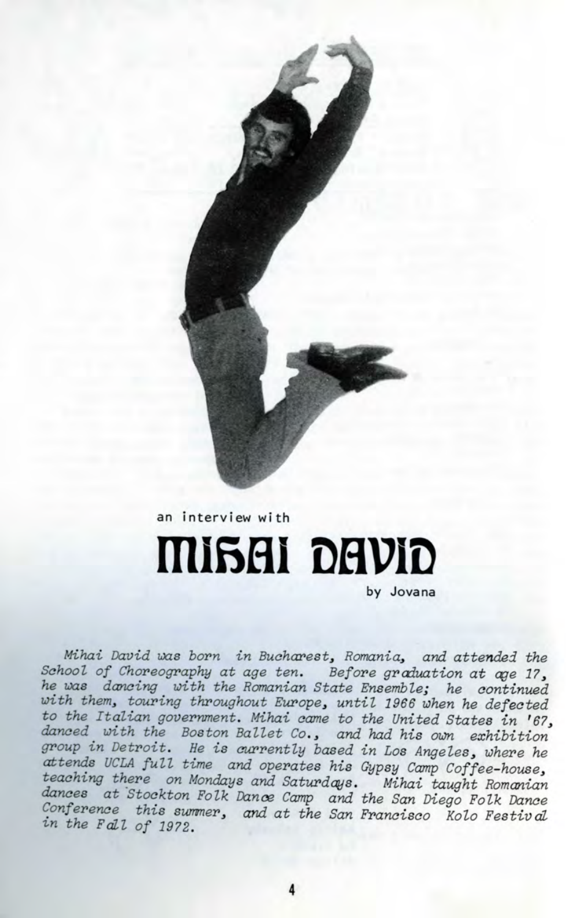an interview with

# MIHAI DAVID

by Jovana

*Mihai David was born in Bucharest, Romania, and attended the School of Choreography at age ten. Before graduation at age 17, he was dancing with the Romanian State Ensemble; he continued with them, touring throughout Europe, until 1966 when he defected to the Italian government. Mihai came to the United States in '67, danced with the Boston Ballet Co., and had his own exhibition group in Detroit. He is currently based in Los Angeles, where he attends UCLA full time and operates his Gypsy Camp Coffee-house, teaching there on Mondays and Saturdays. Mihai taught Romanian dances at Stockton Folk Dance Camp and the San Diego Folk Dance Conference this summer, and at the San Francisco Kolo Festival in the Fall of 1972.*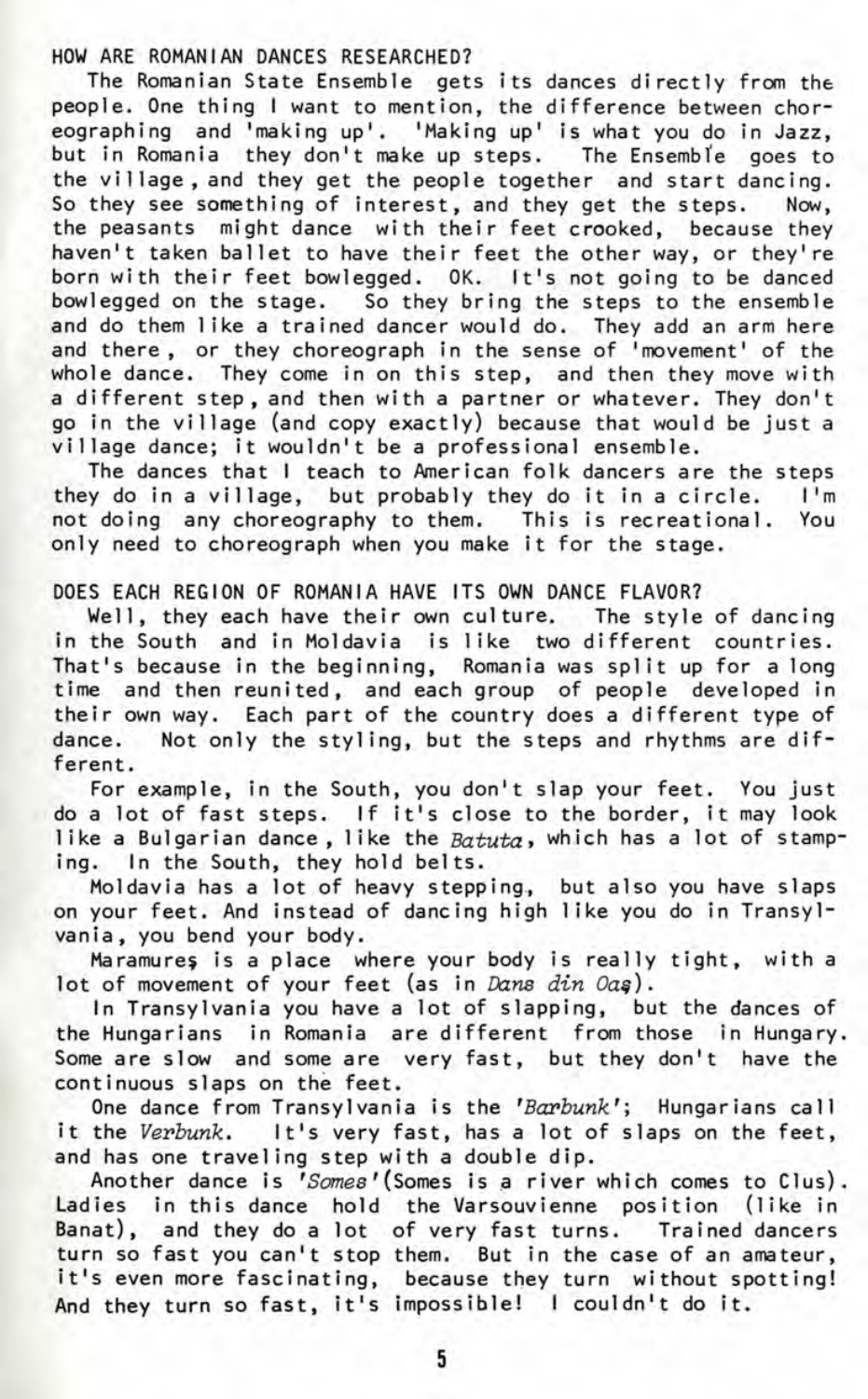## HOW ARE ROMANIAN DANCES RESEARCHED?

The Romanian State Ensemble gets its dances directly from the people. One thing I want to mention, the difference between choreographing and 'making up'. 'Making up' is what you do in Jazz, but in Romania they don't make up steps. The Ensemble goes to the village, and they get the people together and start dancing. So they see something of interest, and they get the steps. Now, the peasants might dance with their feet crooked, because they haven't taken ballet to have their feet the other way, or they're born with their feet bowlegged. OK. It's not going to be danced bowlegged on the stage. So they bring the steps to the ensemble and do them like a trained dancer would do. They add an arm here and there, or they choreograph in the sense of 'movement' of the whole dance. They come in on this step, and then they move with a different step, and then with a partner or whatever. They don't go in the village (and copy exactly) because that would be just a village dance; it wouldn't be a professional ensemble.

The dances that I teach to American folk dancers are the steps they do in a village, but probably they do it in a circle. I'm not doing any choreography to them. This is recreational. You only need to choreograph when you make it for the stage.

## DOES EACH REGION OF ROMANIA HAVE ITS OWN DANCE FLAVOR?

Well, they each have their own culture. The style of dancing in the South and in Moldavia is like two different countries. That's because in the beginning, Romania was split up for a long time and then reunited, and each group of people developed in their own way. Each part of the country does a different type of dance. Not only the styling, but the steps and rhythms are different.

For example, in the South, you don't slap your feet. You just do a lot of fast steps. If it's close to the border, it may look like a Bulgarian dance, like the *Batuta*, which has a lot of stamping. In the South, they hold belts.

Moldavia has a lot of heavy stepping, but also you have slaps on your feet. And instead of dancing high like you do in Transylvania, you bend your body.

Maramureş is a place where your body is really tight, with a lot of movement of your feet (as in *Dans din Oaş*).

In Transylvania you have a lot of slapping, but the dances of the Hungarians in Romania are different from those in Hungary. Some are slow and some are very fast, but they don't have the continuous slaps on the feet.

One dance from Transylvania is the *'Barbunk'*; Hungarians call it the *Verbunk*. It's very fast, has a lot of slaps on the feet, and has one traveling step with a double dip.

Another dance is *'Somes'* (Somes is a river which comes to Clus). Ladies in this dance hold the Varsouvienne position (like in Banat), and they do a lot of very fast turns. Trained dancers turn so fast you can't stop them. But in the case of an amateur, it's even more fascinating, because they turn without spotting! And they turn so fast, it's impossible! I couldn't do it.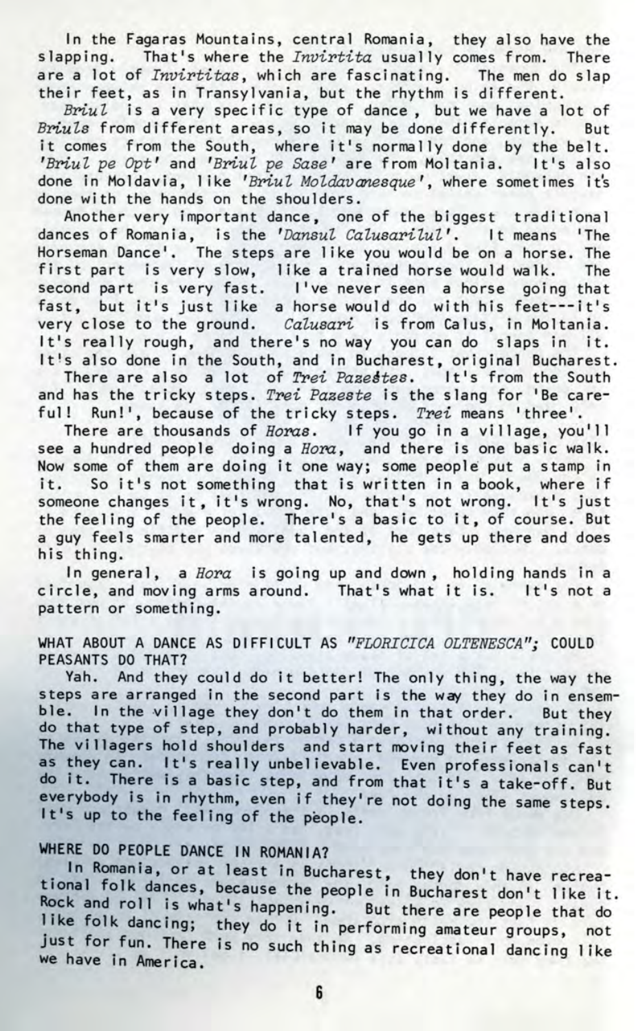In the Fagaras Mountains, central Romania, they also have the slapping. That's where the *Invirtita* usually comes from. There are a lot of *Invirtitas*, which are fascinating. The men do slap their feet, as in Transylvania, but the rhythm is different.

*Briul* is a very specific type of dance, but we have a lot of *Briuls* from different areas, so it may be done differently. But it comes from the South, where it's normally done by the belt. *'Briul pe Opt'* and *'Briul pe Sase'* are from Moltania. It's also done in Moldavia, like *'Briul Moldavanesque'*, where sometimes it's done with the hands on the shoulders.

Another very important dance, one of the biggest traditional dances of Romania, is the *'Dansul Calusarilul'*. It means 'The Horseman Dance'. The steps are like you would be on a horse. The first part is very slow, like a trained horse would walk. The second part is very fast. I've never seen a horse going that fast, but it's just like a horse would do with his feet---it's very close to the ground. *Calusari* is from Calus, in Moltania. It's really rough, and there's no way you can do slaps in it. It's also done in the South, and in Bucharest, original Bucharest.

There are also a lot of *Trei Pazeštes*. It's from the South and has the tricky steps. *Trei Pazeste* is the slang for 'Be careful! Run!', because of the tricky steps. *Trei* means 'three'.

There are thousands of *Horas*. If you go in a village, you'll see a hundred people doing a *Hora*, and there is one basic walk. Now some of them are doing it one way; some people put a stamp in it. So it's not something that is written in a book, where if someone changes it, it's wrong. No, that's not wrong. It's just the feeling of the people. There's a basic to it, of course. But a guy feels smarter and more talented, he gets up there and does his thing.

In general, a *Hora* is going up and down, holding hands in a circle, and moving arms around. That's what it is. It's not a pattern or something.

WHAT ABOUT A DANCE AS DIFFICULT AS *"FLORICICA OLTENESCA"*; COULD PEASANTS DO THAT?

Yah. And they could do it better! The only thing, the way the steps are arranged in the second part is the way they do in ensemble. In the village they don't do them in that order. But they do that type of step, and probably harder, without any training. The villagers hold shoulders and start moving their feet as fast as they can. It's really unbelievable. Even professionals can't do it. There is a basic step, and from that it's a take-off. But everybody is in rhythm, even if they're not doing the same steps. It's up to the feeling of the people.

WHERE DO PEOPLE DANCE IN ROMANIA?

In Romania, or at least in Bucharest, they don't have recreational folk dances, because the people in Bucharest don't like it. Rock and roll is what's happening. But there are people that do like folk dancing; they do it in performing amateur groups, not just for fun. There is no such thing as recreational dancing like we have in America.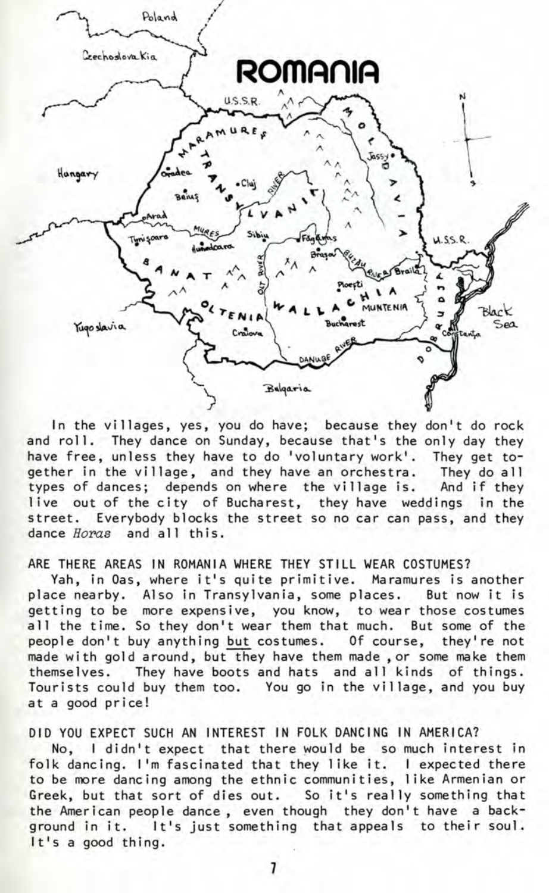In the villages, yes, you do have; because they don't do rock and roll. They dance on Sunday, because that's the only day they have free, unless they have to do 'voluntary work'. They get together in the village, and they have an orchestra. They do all types of dances; depends on where the village is. And if they live out of the city of Bucharest, they have weddings in the street. Everybody blocks the street so no car can pass, and they dance *Horas* and all this.

ARE THERE AREAS IN ROMANIA WHERE THEY STILL WEAR COSTUMES?

Yah, in Oas, where it's quite primitive. Maramures is another place nearby. Also in Transylvania, some places. But now it is getting to be more expensive, you know, to wear those costumes all the time. So they don't wear them that much. But some of the people don't buy anything but costumes. Of course, they're not made with gold around, but they have them made, or some make them themselves. They have boots and hats and all kinds of things. Tourists could buy them too. You go in the village, and you buy at a good price!

DID YOU EXPECT SUCH AN INTEREST IN FOLK DANCING IN AMERICA?

No, I didn't expect that there would be so much interest in folk dancing. I'm fascinated that they like it. I expected there to be more dancing among the ethnic communities, like Armenian or Greek, but that sort of dies out. So it's really something that the American people dance, even though they don't have a background in it. It's just something that appeals to their soul. It's a good thing.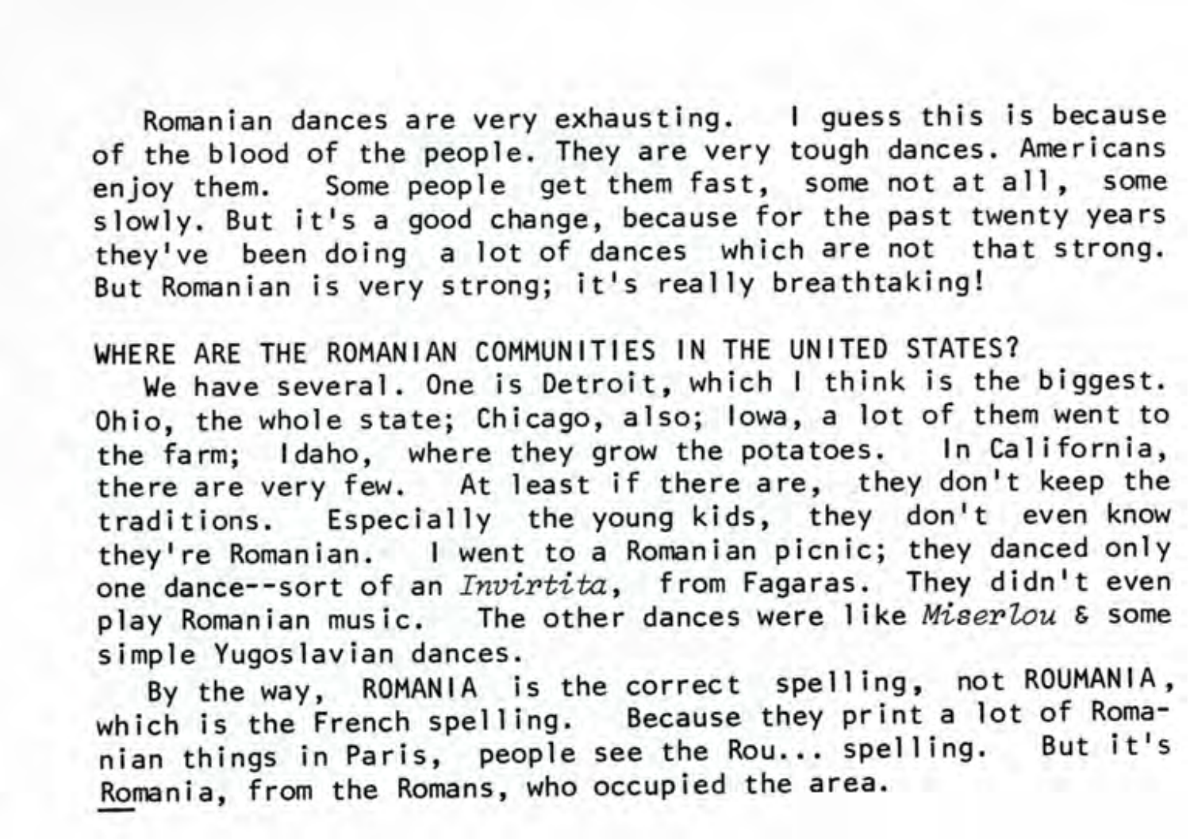Romanian dances are very exhausting. I guess this is because of the blood of the people. They are very tough dances. Americans enjoy them. Some people get them fast, some not at all, some slowly. But it's a good change, because for the past twenty years they've been doing a lot of dances which are not that strong. But Romanian is very strong; it's really breathtaking!

WHERE ARE THE ROMANIAN COMMUNITIES IN THE UNITED STATES?

We have several. One is Detroit, which I think is the biggest. Ohio, the whole state; Chicago, also; Iowa, a lot of them went to the farm; Idaho, where they grow the potatoes. In California, there are very few. At least if there are, they don't keep the traditions. Especially the young kids, they don't even know they're Romanian. I went to a Romanian picnic; they danced only one dance--sort of an *Invirtita*, from Fagaras. They didn't even play Romanian music. The other dances were like *Miserlou* & some simple Yugoslavian dances.

By the way, ROMANIA is the correct spelling, not ROUMANIA, which is the French spelling. Because they print a lot of Romanian things in Paris, people see the Rou... spelling. But it's Romania, from the Romans, who occupied the area.